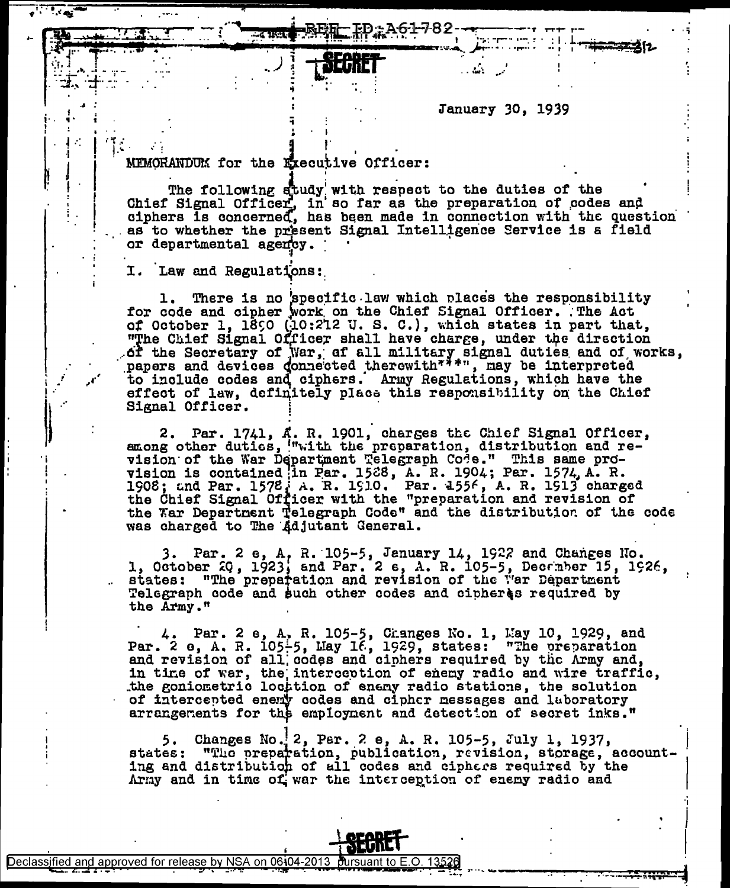REF ID:A61782

SECRET

January 30, 1939

MEMORANDUM for the Executive Officer:

The following study with respect to the duties of the Chief Signal Officer, in so far as the preparation of codes and ciphers is concerned, has been made in connection with the question as to whether the present Signal Intelligence Service is a field or departmental agency.

I. Law and Regulations:

1. There is no specific law which places the responsibility for code and cipher work on the Chief Signal Officer. The Act of October 1, 1890 (10:212 U. S. C.), which states in part that, "The Chief Signal Officer shall have charge, under the direction of the Secretary of War, of all military signal duties and of works, papers and devices connected therewith***", may be interpreted to include codes and ciphers. Army Regulations, which have the effect of law, definitely place this responsibility on the Chief Signal Officer.

2. Par. 1741, A. R. 1901, charges the Chief Signal Officer, among other duties, "with the preparation, distribution and revision of the War Department Telegraph Code." This same provision is contained in Par. 1528, A. R. 1904; Par. 1574, A. R. 1908; and Par. 1578, A. R. 1910. Par. 1556, A. R. 1913 charged the Chief Signal Officer with the "preparation and revision of the War Department Telegraph Code" and the distribution of the code was charged to The Adjutant General.

3. Par. 2 e, A. R. 105-5, January 14, 1922 and Changes No. 1, October 20, 1923, and Par. 2 e, A. R. 105-5, December 15, 1926, states: "The preparation and revision of the War Department Telegraph code and such other codes and ciphers required by the Army."

4. Par. 2 e, A. R. 105-5, Changes No. 1, May 10, 1929, and Par. 2 e, A. R. 105-5, May 16, 1929, states: "The preparation and revision of all codes and ciphers required by the Army and, in time of war, the interception of enemy radio and wire traffic, the goniometric location of enemy radio stations, the solution of intercepted enemy codes and cipher messages and laboratory arrangements for the employment and detection of secret inks."

5. Changes No. 2, Par. 2 e, A. R. 105-5, July 1, 1937, states: "The preparation, publication, revision, storage, accounting and distribution of all codes and ciphers required by the Army and in time of war the interception of enemy radio and

SECRET

Declassified and approved for release by NSA on 06-04-2013 pursuant to E.O. 13526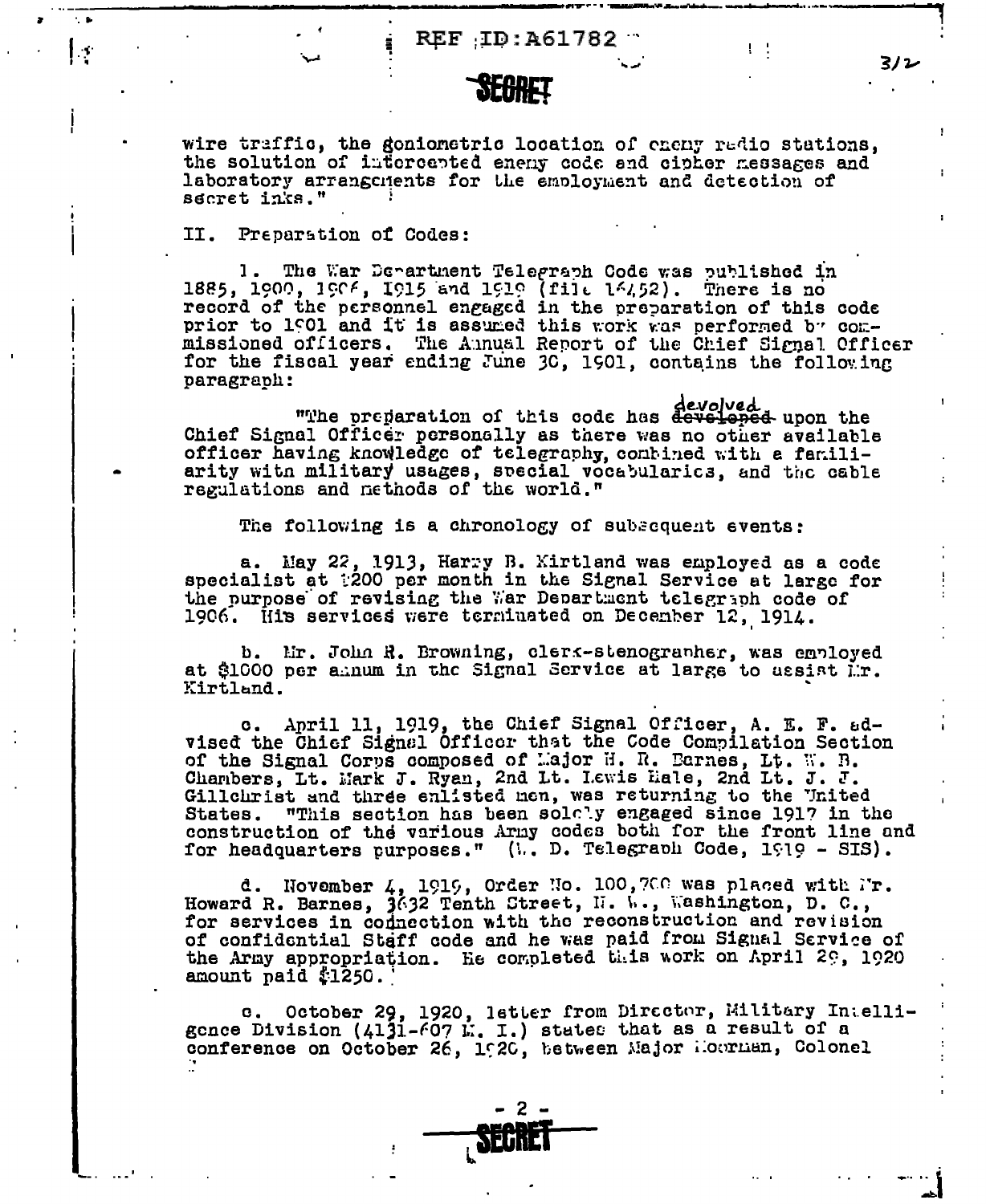wire traffic, the goniometric location of enemy radio stations, the solution of intercepted enemy code and cipher messages and laboratory arrangements for the employment and detection of secret inks."

II. Preparation of Codes:

1. The War Department Telegraph Code was published in 1885, 1900, 1906, 1915 and 1919 (file 16452). There is no record of the personnel engaged in the preparation of this code prior to 1901 and it is assumed this work was performed by commissioned officers. The Annual Report of the Chief Signal Officer for the fiscal year ending June 30, 1901, contains the following paragraph:

"The preparation of this code has ~~developed~~ devolved upon the Chief Signal Officer personally as there was no other available officer having knowledge of telegraphy, combined with a familiarity with military usages, special vocabularies, and the cable regulations and methods of the world."

The following is a chronology of subsequent events:

a. May 22, 1913, Harry B. Kirtland was employed as a code specialist at $200 per month in the Signal Service at large for the purpose of revising the War Department telegraph code of 1906. His services were terminated on December 12, 1914.

b. Mr. John R. Browning, clerk-stenographer, was employed at $1000 per annum in the Signal Service at large to assist Mr. Kirtland.

c. April 11, 1919, the Chief Signal Officer, A. E. F. advised the Chief Signal Officer that the Code Compilation Section of the Signal Corps composed of Major H. R. Barnes, Lt. W. B. Chambers, Lt. Mark J. Ryan, 2nd Lt. Lewis Hale, 2nd Lt. J. J. Gillchrist and three enlisted men, was returning to the United States. "This section has been solely engaged since 1917 in the construction of the various Army codes both for the front line and for headquarters purposes." (W. D. Telegraph Code, 1919 - SIS).

d. November 4, 1919, Order No. 100,700 was placed with Mr. Howard R. Barnes, 3632 Tenth Street, N. W., Washington, D. C., for services in connection with the reconstruction and revision of confidential Staff code and he was paid from Signal Service of the Army appropriation. He completed this work on April 29, 1920 amount paid $1250.

e. October 29, 1920, letter from Director, Military Intelligence Division (4131-607 M. I.) states that as a result of a conference on October 26, 1920, between Major Moorman, Colonel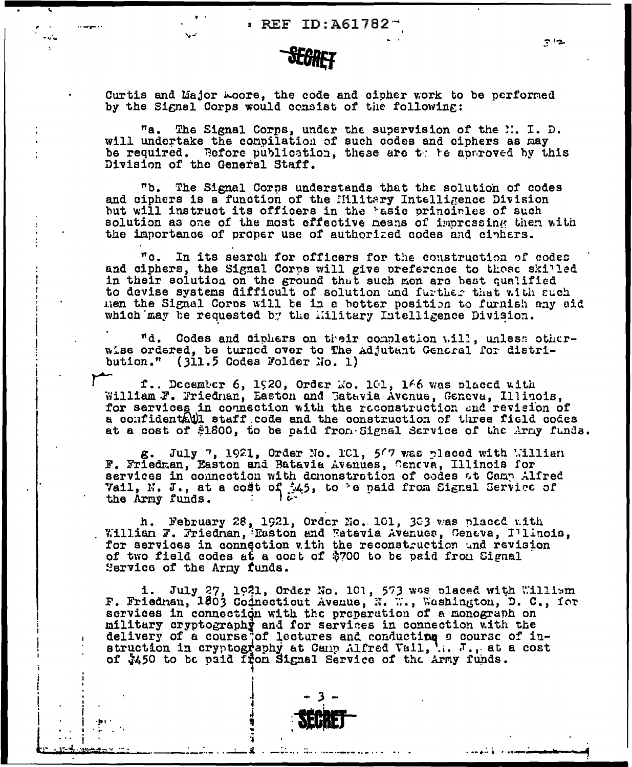Curtis and Major Moore, the code and cipher work to be performed by the Signal Corps would consist of the following:

"a. The Signal Corps, under the supervision of the M. I. D. will undertake the compilation of such codes and ciphers as may be required. Before publication, these are to be approved by this Division of the General Staff.

"b. The Signal Corps understands that the solution of codes and ciphers is a function of the Military Intelligence Division but will instruct its officers in the basic principles of such solution as one of the most effective means of impressing them with the importance of proper use of authorized codes and ciphers.

"c. In its search for officers for the construction of codes and ciphers, the Signal Corps will give preference to those skilled in their solution on the ground that such men are best qualified to devise systems difficult of solution and further that with such men the Signal Corps will be in a better position to furnish any aid which may be requested by the Military Intelligence Division.

"d. Codes and ciphers on their completion will, unless otherwise ordered, be turned over to The Adjutant General for distribution." (311.5 Codes Folder No. 1)

f.. December 6, 1920, Order No. 101, 166 was placed with William F. Friedman, Easton and Batavia Avenue, Geneva, Illinois, for services in connection with the reconstruction and revision of a confidential staff code and the construction of three field codes at a cost of $1800, to be paid from Signal Service of the Army funds.

g. July 7, 1921, Order No. 101, 567 was placed with William F. Friedman, Easton and Batavia Avenues, Geneva, Illinois for services in connection with demonstration of codes at Camp Alfred Vail, N. J., at a cost of $45, to be paid from Signal Service of the Army funds.

h. February 28, 1921, Order No. 101, 303 was placed with William F. Friedman, Easton and Batavia Avenues, Geneva, Illinois, for services in connection with the reconstruction and revision of two field codes at a cost of $700 to be paid from Signal Service of the Army funds.

i. July 27, 1921, Order No. 101, 573 was placed with William F. Friedman, 1803 Connecticut Avenue, N. W., Washington, D. C., for services in connection with the preparation of a monograph on military cryptography and for services in connection with the delivery of a course of lectures and conducting a course of instruction in cryptography at Camp Alfred Vail, N. J., at a cost of $450 to be paid from Signal Service of the Army funds.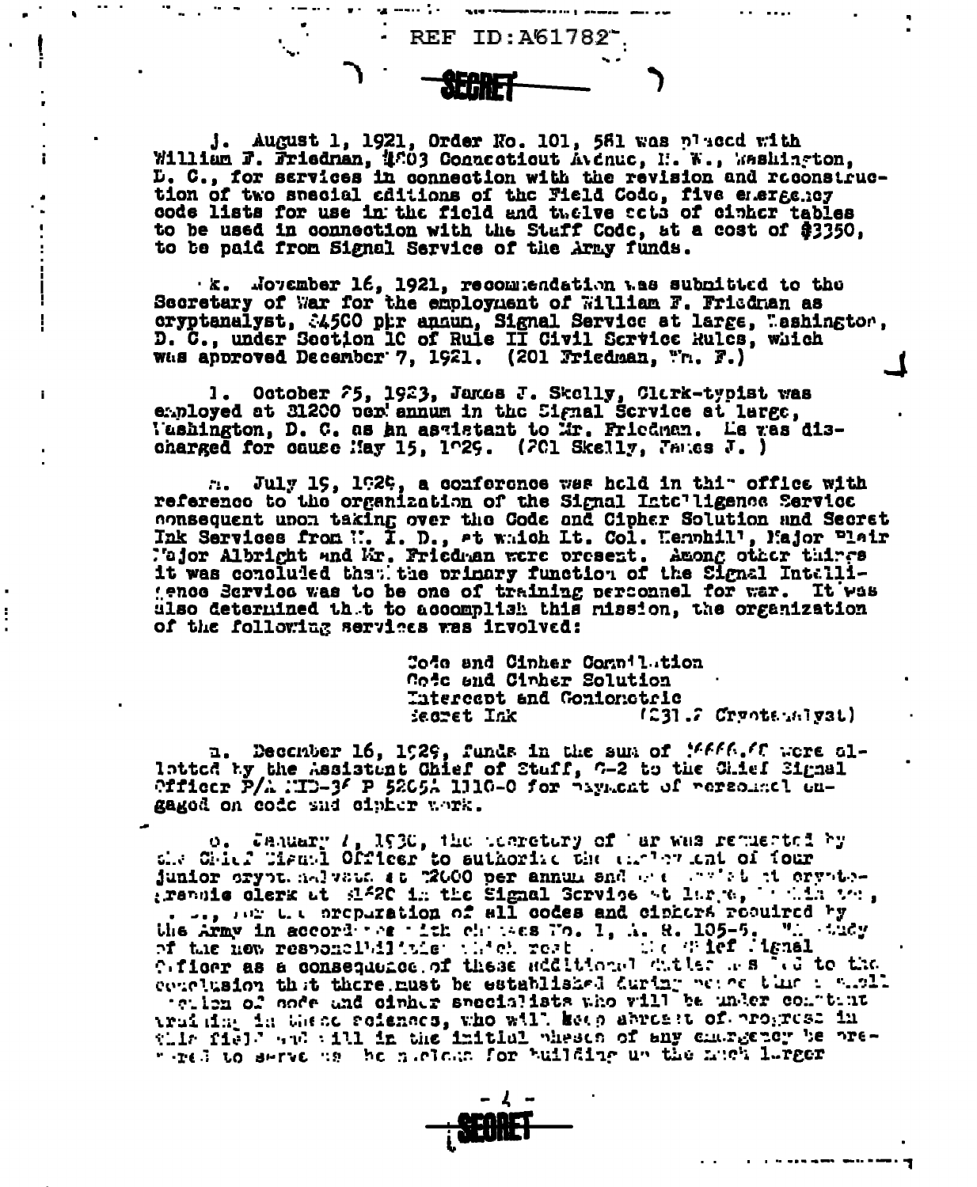SECRET

j. August 1, 1921, Order No. 101, 581 was placed with William F. Friedman, 4603 Connecticut Avenue, N. W., Washington, D. C., for services in connection with the revision and reconstruction of two special editions of the Field Code, five emergency code lists for use in the field and twelve sets of cipher tables to be used in connection with the Staff Code, at a cost of $3350, to be paid from Signal Service of the Army funds.

k. November 16, 1921, recommendation was submitted to the Secretary of War for the employment of William F. Friedman as cryptanalyst, $4500 per annum, Signal Service at large, Washington, D. C., under Section 1C of Rule II Civil Service Rules, which was approved December 7, 1921. (201 Friedman, Wm. F.)

l. October 25, 1923, James J. Skelly, Clerk-typist was employed at $1200 per annum in the Signal Service at large, Washington, D. C. as an assistant to Mr. Friedman. He was discharged for cause May 15, 1929. (201 Skelly, James J. )

m. July 19, 1929, a conference was held in this office with reference to the organization of the Signal Intelligence Service consequent upon taking over the Code and Cipher Solution and Secret Ink Services from M. I. D., at which Lt. Col. Hemphill, Major Blair Major Albright and Mr. Friedman were present. Among other things it was concluded that the primary function of the Signal Intelligence Service was to be one of training personnel for war. It was also determined that to accomplish this mission, the organization of the following services was involved:

Code and Cipher Compilation
Code and Cipher Solution
Intercept and Goniometric
Secret Ink (231.2 Cryptanalyst)

n. December 16, 1929, funds in the sum of $6666.66 were allotted by the Assistant Chief of Staff, G-2 to the Chief Signal Officer P/A MID-36 P 5205A 1110-0 for payment of personnel engaged on code and cipher work.

o. January 7, 1930, the Secretary of War was requested by the Chief Signal Officer to authorize the employment of four junior cryptanalysts at $2000 per annum and one assistant cryptographic clerk at $1620 in the Signal Service at large, ... the preparation of all codes and ciphers required by the Army in accordance with changes No. 1, A. R. 105-5. "A study of the new responsibilities which rest ... the Chief Signal Officer as a consequence of these additional duties ... to the conclusion that there must be established during peace time a small ... of code and cipher specialists who will be under constant training in these sciences, who will keep abreast of progress in this field and will in the initial phases of any emergency be prepared to serve as the nucleus for building up the much larger

SECRET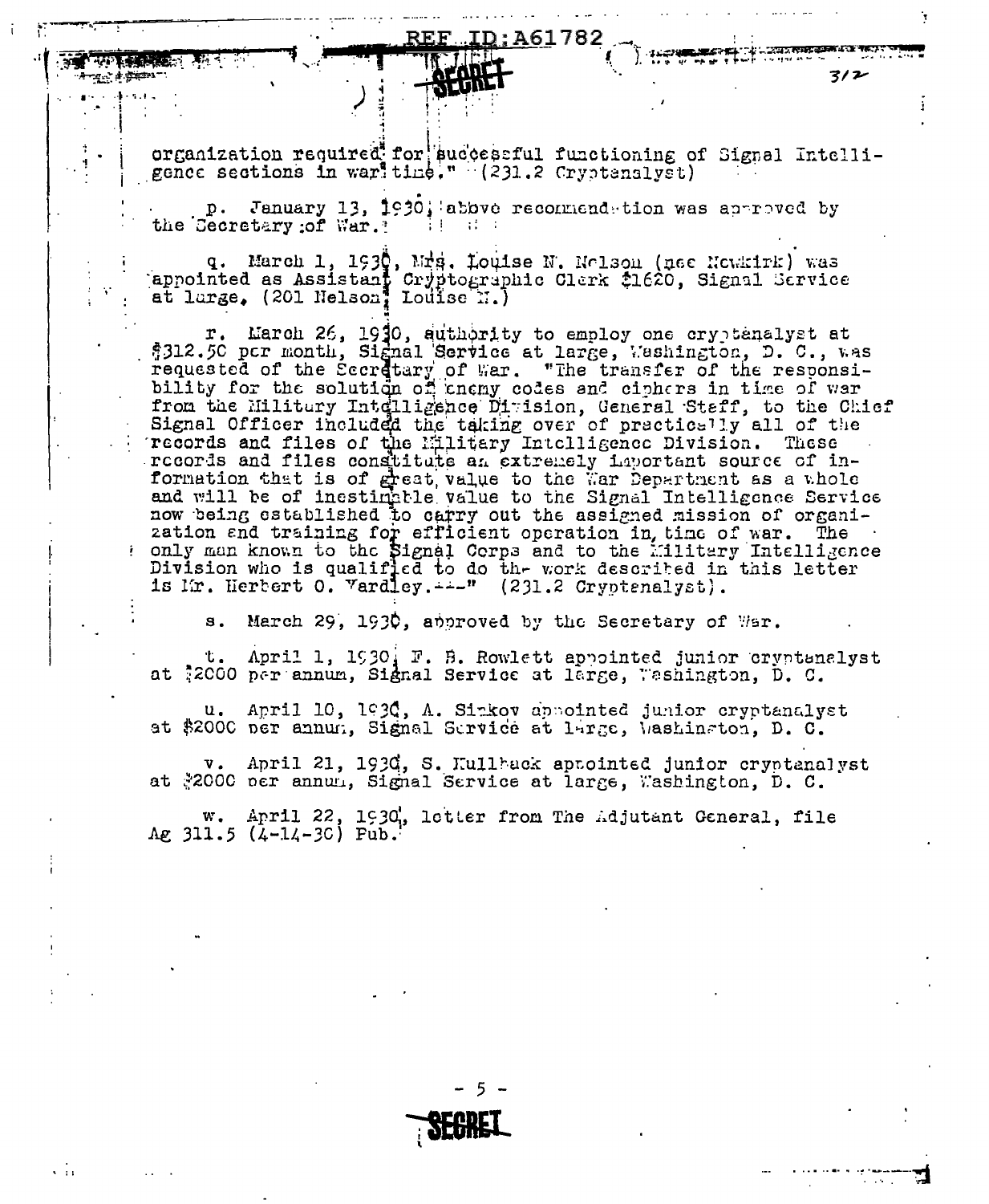organization required for successful functioning of Signal Intelligence sections in war time." (231.2 Cryptanalyst)

p. January 13, 1930, above recommendation was approved by the Secretary of War.

q. March 1, 1930, Mrs. Louise N. Nelson (nee Newkirk) was appointed as Assistant Cryptographic Clerk $1620, Signal Service at large. (201 Nelson, Louise N.)

r. March 26, 1930, authority to employ one cryptanalyst at $312.50 per month, Signal Service at large, Washington, D. C., was requested of the Secretary of War. "The transfer of the responsibility for the solution of enemy codes and ciphers in time of war from the Military Intelligence Division, General Staff, to the Chief Signal Officer included the taking over of practically all of the records and files of the Military Intelligence Division. These records and files constitute an extremely important source of information that is of great value to the War Department as a whole and will be of inestimable value to the Signal Intelligence Service now being established to carry out the assigned mission of organization and training for efficient operation in time of war. The only man known to the Signal Corps and to the Military Intelligence Division who is qualified to do the work described in this letter is Mr. Herbert O. Yardley.---" (231.2 Cryptanalyst).

s. March 29, 1930, approved by the Secretary of War.

t. April 1, 1930, F. B. Rowlett appointed junior cryptanalyst at $2000 per annum, Signal Service at large, Washington, D. C.

u. April 10, 1930, A. Sinkov appointed junior cryptanalyst at $2000 per annum, Signal Service at large, Washington, D. C.

v. April 21, 1930, S. Kullback appointed junior cryptanalyst at $2000 per annum, Signal Service at large, Washington, D. C.

w. April 22, 1930, letter from The Adjutant General, file Ag 311.5 (4-14-30) Pub.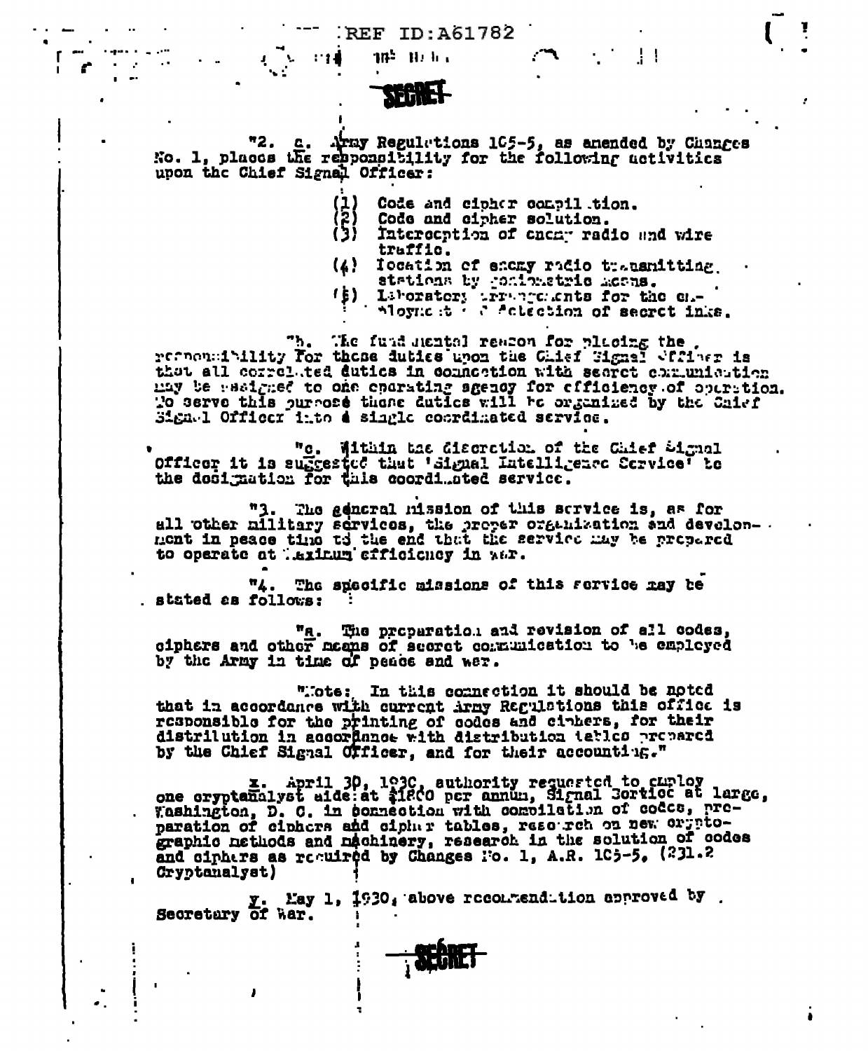REF ID:A61782

**SECRET**

"2. a. Army Regulations 105-5, as amended by Changes No. 1, places the responsibility for the following activities upon the Chief Signal Officer:

(1) Code and cipher compilation.
(2) Code and cipher solution.
(3) Interception of enemy radio and wire traffic.
(4) Location of enemy radio transmitting stations by goniometric means.
(5) Laboratory arrangements for the employment and detection of secret inks.

"b. The fundamental reason for placing the responsibility for these duties upon the Chief Signal Officer is that all correlated duties in connection with secret communication may be assigned to one operating agency for efficiency of operation. To serve this purpose these duties will be organized by the Chief Signal Officer into a single coordinated service.

"c. Within the discretion of the Chief Signal Officer it is suggested that 'Signal Intelligence Service' be the designation for this coordinated service.

"3. The general mission of this service is, as for all other military services, the proper organization and development in peace time to the end that the service may be prepared to operate at maximum efficiency in war.

"4. The specific missions of this service may be stated as follows:

"a. The preparation and revision of all codes, ciphers and other means of secret communication to be employed by the Army in time of peace and war.

"Note: In this connection it should be noted that in accordance with current Army Regulations this office is responsible for the printing of codes and ciphers, for their distribution in accordance with distribution tables prepared by the Chief Signal Officer, and for their accounting."

x. April 30, 1930, authority requested to employ one cryptanalyst aide at $1800 per annum, Signal Corps at large, Washington, D. C. in connection with compilation of codes, preparation of ciphers and cipher tables, research on new cryptographic methods and machinery, research in the solution of codes and ciphers as required by Changes No. 1, A.R. 105-5, (231.2 Cryptanalyst)

y. May 1, 1930, above recommendation approved by Secretary of War.

**SECRET**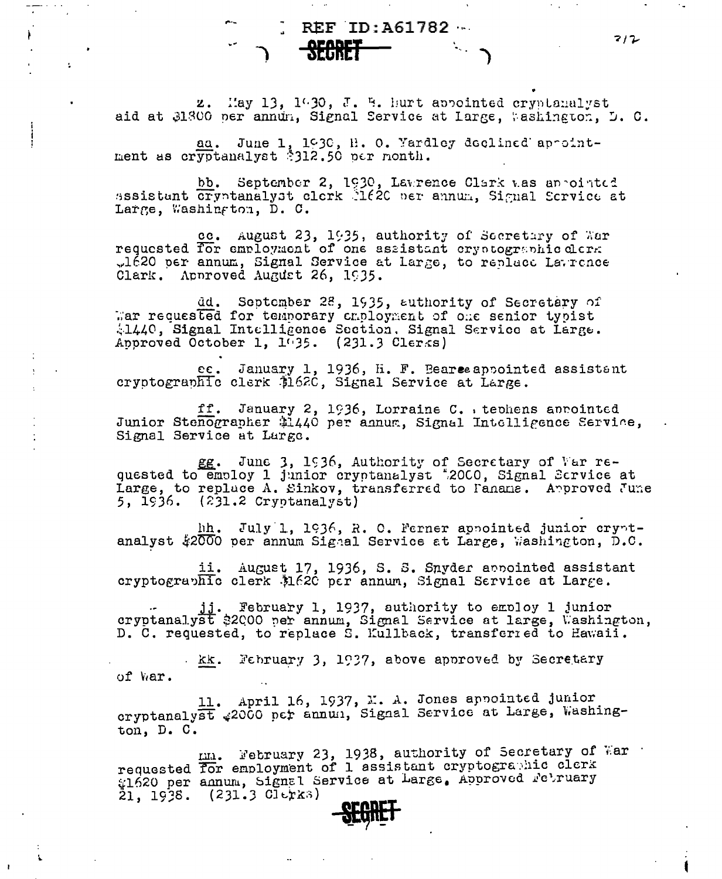REF ID:A61782

SECRET

z. May 13, 1930, J. R. Hurt appointed cryptanalyst aid at $1800 per annum, Signal Service at Large, Washington, D. C.

aa. June 1, 1930, H. O. Yardley declined appointment as cryptanalyst $312.50 per month.

bb. September 2, 1930, Lawrence Clark was appointed assistant cryptanalyst clerk $1620 per annum, Signal Service at Large, Washington, D. C.

cc. August 23, 1935, authority of Secretary of War requested for employment of one assistant cryptographic clerk $1620 per annum, Signal Service at Large, to replace Lawrence Clark. Approved August 26, 1935.

dd. September 28, 1935, authority of Secretary of War requested for temporary employment of one senior typist $1440, Signal Intelligence Section, Signal Service at Large. Approved October 1, 1935. (231.3 Clerks)

ee. January 1, 1936, H. F. Bearce appointed assistant cryptographic clerk $1620, Signal Service at Large.

ff. January 2, 1936, Lorraine C. Stephens appointed Junior Stenographer $1440 per annum, Signal Intelligence Service, Signal Service at Large.

gg. June 3, 1936, Authority of Secretary of War requested to employ 1 junior cryptanalyst $2000, Signal Service at Large, to replace A. Sinkov, transferred to Panama. Approved June 5, 1936. (231.2 Cryptanalyst)

hh. July 1, 1936, R. O. Ferner appointed junior cryptanalyst $2000 per annum Signal Service at Large, Washington, D.C.

ii. August 17, 1936, S. S. Snyder appointed assistant cryptographic clerk $1620 per annum, Signal Service at Large.

jj. February 1, 1937, authority to employ 1 junior cryptanalyst $2000 per annum, Signal Service at large, Washington, D. C. requested, to replace S. Kullback, transferred to Hawaii.

kk. February 3, 1937, above approved by Secretary of War.

ll. April 16, 1937, M. A. Jones appointed junior cryptanalyst $2000 per annum, Signal Service at Large, Washington, D. C.

mm. February 23, 1938, authority of Secretary of War requested for employment of 1 assistant cryptographic clerk $1620 per annum, Signal Service at Large. Approved February 21, 1938. (231.3 Clerks)

SECRET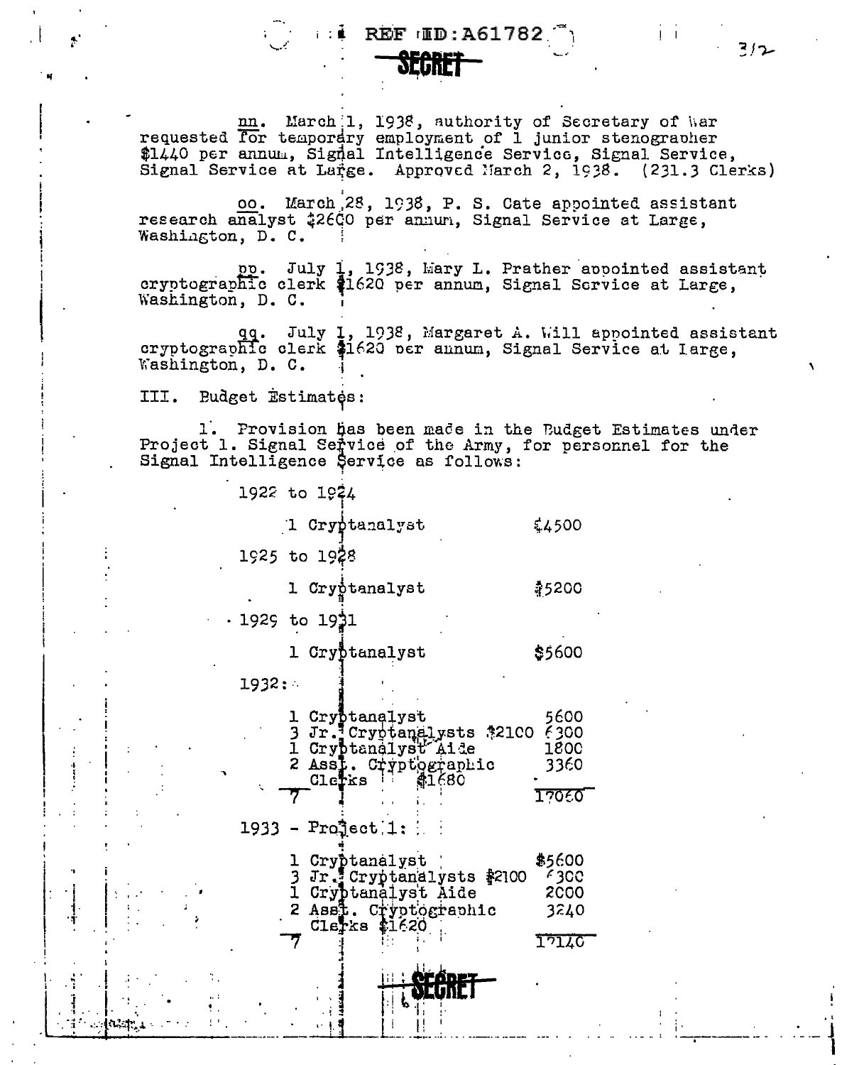nn. March 1, 1938, authority of Secretary of War requested for temporary employment of 1 junior stenographer $1440 per annum, Signal Intelligence Service, Signal Service, Signal Service at Large. Approved March 2, 1938. (231.3 Clerks)

oo. March 28, 1938, P. S. Cate appointed assistant research analyst $2600 per annum, Signal Service at Large, Washington, D. C.

pp. July 1, 1938, Mary L. Prather appointed assistant cryptographic clerk $1620 per annum, Signal Service at Large, Washington, D. C.

qq. July 1, 1938, Margaret A. Will appointed assistant cryptographic clerk $1620 per annum, Signal Service at Large, Washington, D. C.

III. Budget Estimates:

1. Provision has been made in the Budget Estimates under Project 1. Signal Service of the Army, for personnel for the Signal Intelligence Service as follows:

1922 to 1924

| | |
|---|---|
| 1 Cryptanalyst | $4500 |

1925 to 1928

| | |
|---|---|
| 1 Cryptanalyst | $5200 |

1929 to 1931

| | |
|---|---|
| 1 Cryptanalyst | $5600 |

1932:

| | |
|---|---|
| 1 Cryptanalyst | 5600 |
| 3 Jr. Cryptanalysts $2100 | 6300 |
| 1 Cryptanalyst Aide | 1800 |
| 2 Asst. Cryptographic Clerks $1680 | 3360 |
| 7 | 17060 |

1933 - Project 1:

| | |
|---|---|
| 1 Cryptanalyst | $5600 |
| 3 Jr. Cryptanalysts $2100 | 6300 |
| 1 Cryptanalyst Aide | 2000 |
| 2 Asst. Cryptographic Clerks $1620 | 3240 |
| 7 | 17140 |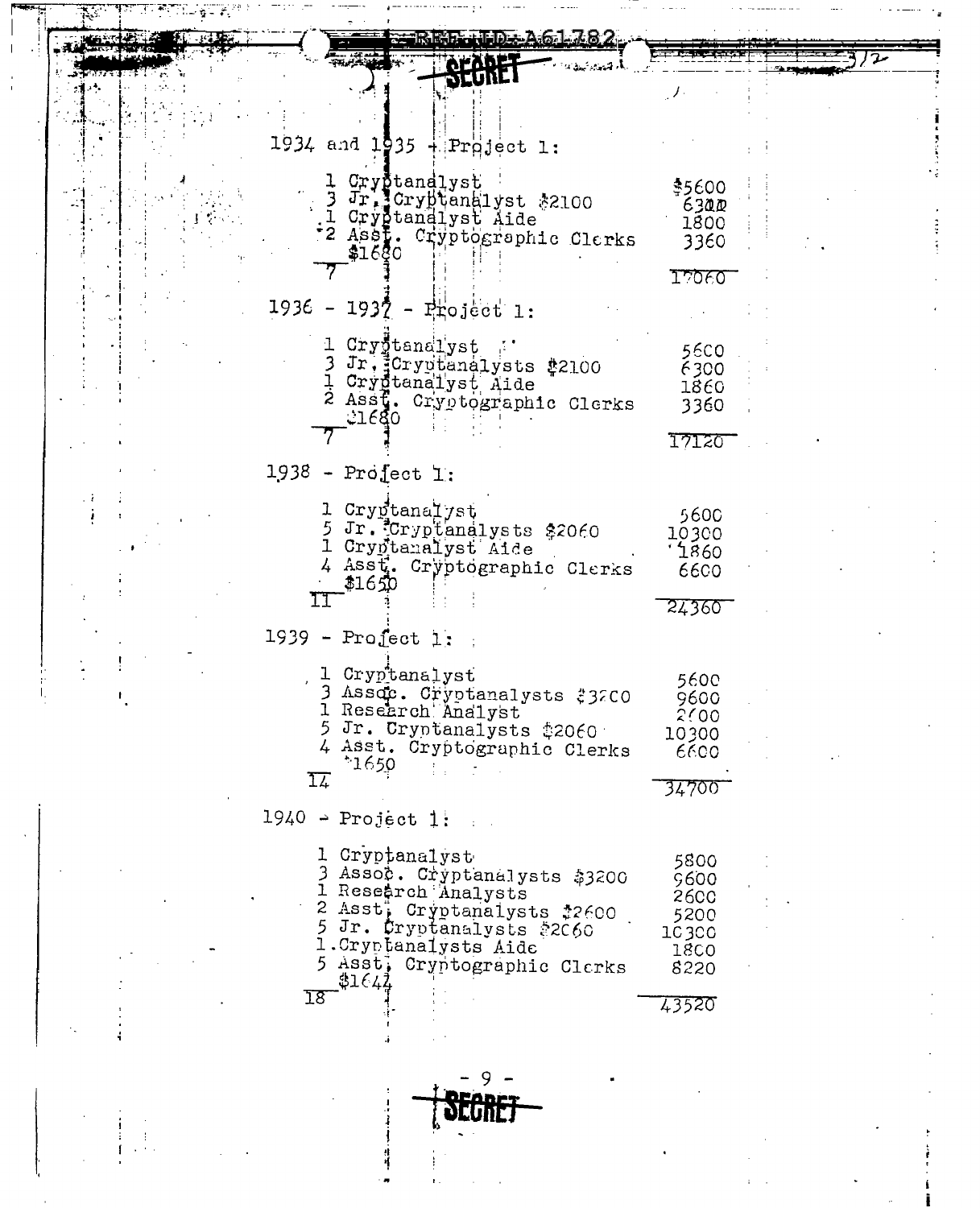SECRET

1934 and 1935 - Project 1:

| | |
|---|---|
| 1 Cryptanalyst | $5600 |
| 3 Jr. Cryptanalyst $2100 | 6300 |
| 1 Cryptanalyst Aide | 1800 |
| 2 Asst. Cryptographic Clerks $1680 | 3360 |
| 7 | 17060 |

1936 - 1937 - Project 1:

| | |
|---|---|
| 1 Cryptanalyst | 5600 |
| 3 Jr. Cryptanalysts $2100 | 6300 |
| 1 Cryptanalyst Aide | 1860 |
| 2 Asst. Cryptographic Clerks $1680 | 3360 |
| 7 | 17120 |

1938 - Project 1:

| | |
|---|---|
| 1 Cryptanalyst | 5600 |
| 5 Jr. Cryptanalysts $2060 | 10300 |
| 1 Cryptanalyst Aide | 1860 |
| 4 Asst. Cryptographic Clerks $1650 | 6600 |
| 11 | 24360 |

1939 - Project 1:

| | |
|---|---|
| 1 Cryptanalyst | 5600 |
| 3 Assoc. Cryptanalysts $3200 | 9600 |
| 1 Research Analyst | 2600 |
| 5 Jr. Cryptanalysts $2060 | 10300 |
| 4 Asst. Cryptographic Clerks $1650 | 6600 |
| 14 | 34700 |

1940 - Project 1:

| | |
|---|---|
| 1 Cryptanalyst | 5800 |
| 3 Assoc. Cryptanalysts $3200 | 9600 |
| 1 Research Analysts | 2600 |
| 2 Asst. Cryptanalysts $2600 | 5200 |
| 5 Jr. Cryptanalysts $2060 | 10300 |
| 1 Cryptanalysts Aide | 1800 |
| 5 Asst. Cryptographic Clerks $1644 | 8220 |
| 18 | 43520 |

SECRET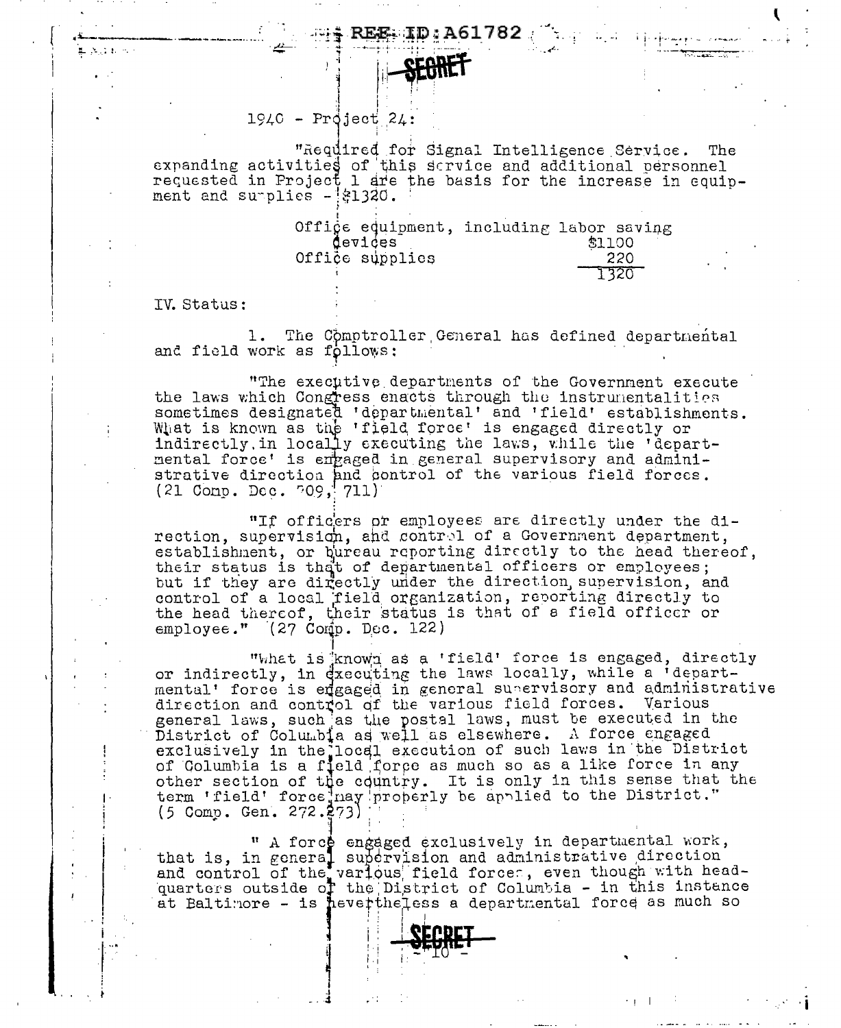1940 - Project 24:

"Required for Signal Intelligence Service. The expanding activities of this service and additional personnel requested in Project 1 are the basis for the increase in equipment and supplies - $1320.

| | |
|---|---|
| Office equipment, including labor saving devices | $1100 |
| Office supplies | 220 |
| | 1320 |

IV. Status:

1. The Comptroller General has defined departmental and field work as follows:

"The executive departments of the Government execute the laws which Congress enacts through the instrumentalities sometimes designated 'departmental' and 'field' establishments. What is known as the 'field force' is engaged directly or indirectly in locally executing the laws, while the 'departmental force' is engaged in general supervisory and administrative direction and control of the various field forces. (21 Comp. Dec. 709, 711)

"If officers or employees are directly under the direction, supervision, and control of a Government department, establishment, or bureau reporting directly to the head thereof, their status is that of departmental officers or employees; but if they are directly under the direction, supervision, and control of a local field organization, reporting directly to the head thereof, their status is that of a field officer or employee." (27 Comp. Dec. 122)

"What is known as a 'field' force is engaged, directly or indirectly, in executing the laws locally, while a 'departmental' force is engaged in general supervisory and administrative direction and control of the various field forces. Various general laws, such as the postal laws, must be executed in the District of Columbia as well as elsewhere. A force engaged exclusively in the local execution of such laws in the District of Columbia is a field force as much so as a like force in any other section of the country. It is only in this sense that the term 'field' force may properly be applied to the District." (5 Comp. Gen. 272.273)

" A force engaged exclusively in departmental work, that is, in general supervision and administrative direction and control of the various field forces, even though with headquarters outside of the District of Columbia - in this instance at Baltimore - is nevertheless a departmental force as much so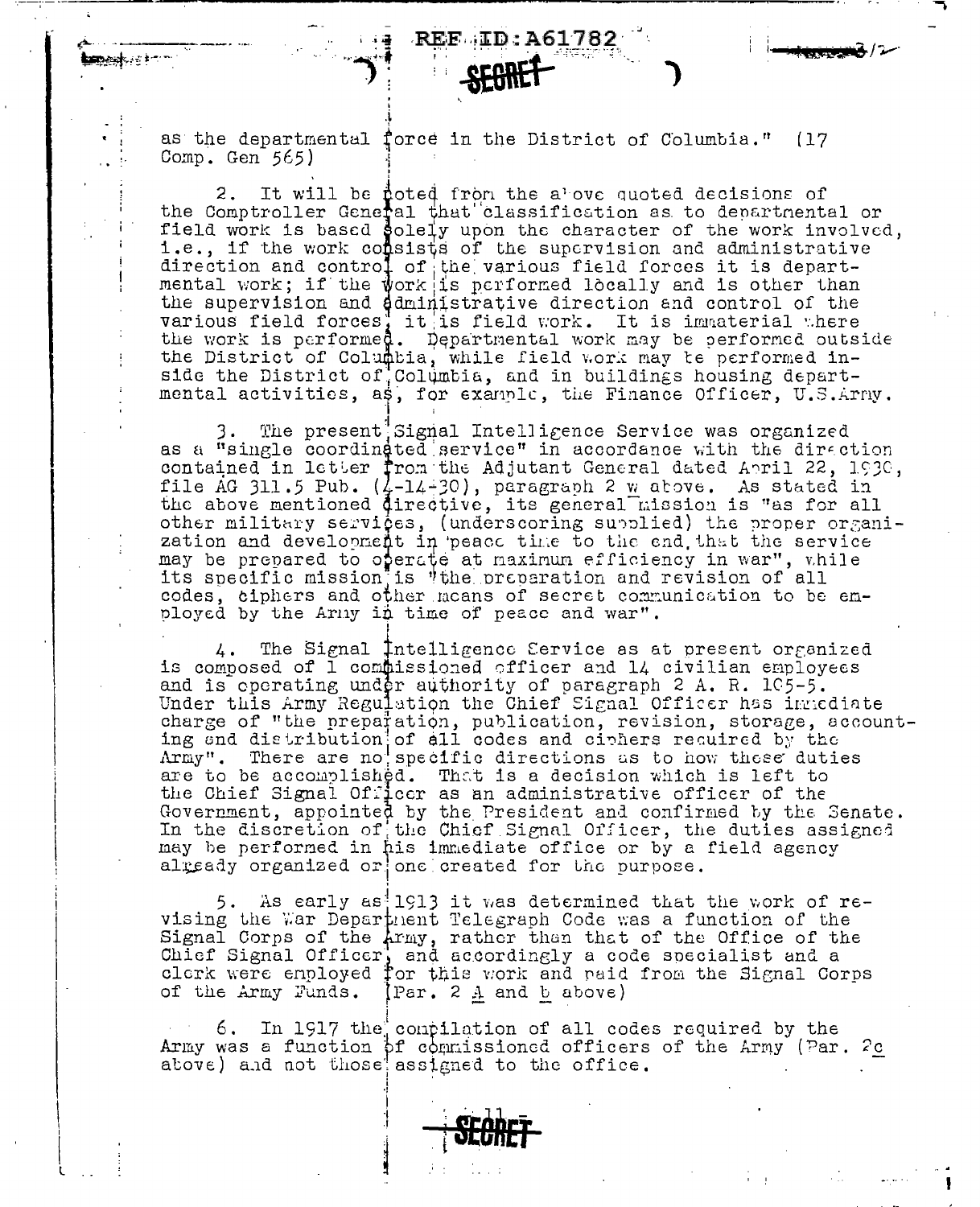as the departmental force in the District of Columbia." (17 Comp. Gen 565)

2. It will be noted from the above quoted decisions of the Comptroller General that classification as to departmental or field work is based solely upon the character of the work involved, i.e., if the work consists of the supervision and administrative direction and control of the various field forces it is departmental work; if the work is performed locally and is other than the supervision and administrative direction and control of the various field forces, it is field work. It is immaterial where the work is performed. Departmental work may be performed outside the District of Columbia, while field work may be performed inside the District of Columbia, and in buildings housing departmental activities, as, for example, the Finance Officer, U.S.Army.

3. The present Signal Intelligence Service was organized as a "single coordinated service" in accordance with the direction contained in letter from the Adjutant General dated April 22, 1930, file AG 311.5 Pub. (4-14-30), paragraph 2 w above. As stated in the above mentioned directive, its general mission is "as for all other military services, (underscoring supplied) the proper organization and development in peace time to the end that the service may be prepared to operate at maximum efficiency in war", while its specific mission is "the preparation and revision of all codes, ciphers and other means of secret communication to be employed by the Army in time of peace and war".

4. The Signal Intelligence Service as at present organized is composed of 1 commissioned officer and 14 civilian employees and is operating under authority of paragraph 2 A. R. 105-5. Under this Army Regulation the Chief Signal Officer has immediate charge of "the preparation, publication, revision, storage, accounting and distribution of all codes and ciphers required by the Army". There are no specific directions as to how these duties are to be accomplished. That is a decision which is left to the Chief Signal Officer as an administrative officer of the Government, appointed by the President and confirmed by the Senate. In the discretion of the Chief Signal Officer, the duties assigned may be performed in his immediate office or by a field agency already organized or one created for the purpose.

5. As early as 1913 it was determined that the work of revising the War Department Telegraph Code was a function of the Signal Corps of the Army, rather than that of the Office of the Chief Signal Officer, and accordingly a code specialist and a clerk were employed for this work and paid from the Signal Corps of the Army Funds. (Par. 2 a and b above)

6. In 1917 the compilation of all codes required by the Army was a function of commissioned officers of the Army (Par. 2c above) and not those assigned to the office.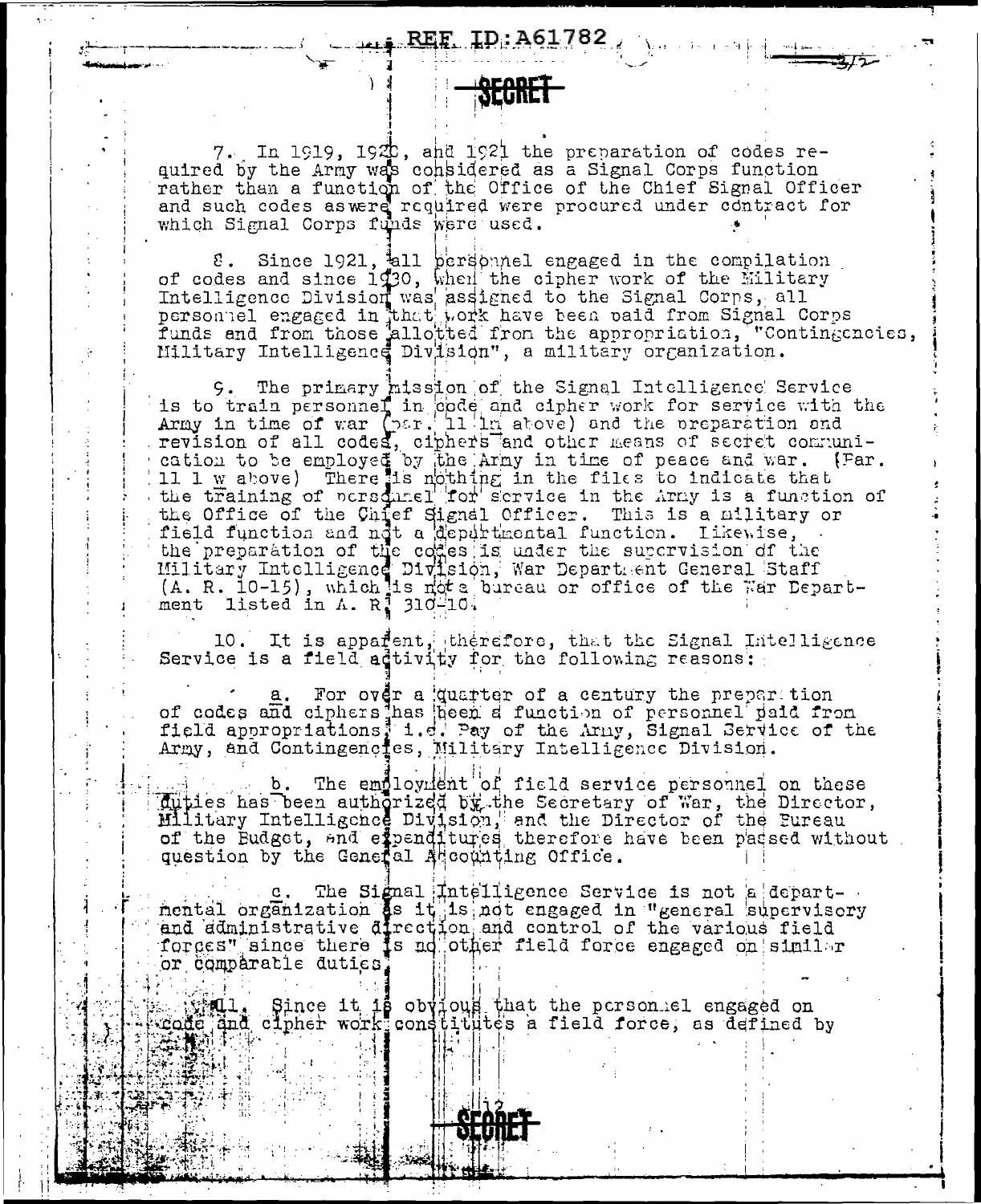REF ID:A61782

SECRET

7. In 1919, 1920, and 1921 the preparation of codes required by the Army was considered as a Signal Corps function rather than a function of the Office of the Chief Signal Officer and such codes as were required were procured under contract for which Signal Corps funds were used.

8. Since 1921, all personnel engaged in the compilation of codes and since 1930, when the cipher work of the Military Intelligence Division was assigned to the Signal Corps, all personnel engaged in that work have been paid from Signal Corps funds and from those allotted from the appropriation, "Contingencies, Military Intelligence Division", a military organization.

9. The primary mission of the Signal Intelligence Service is to train personnel in code and cipher work for service with the Army in time of war (par. 11 l above) and the preparation and revision of all codes, ciphers and other means of secret communication to be employed by the Army in time of peace and war. (Par. 11 l w above) There is nothing in the files to indicate that the training of personnel for service in the Army is a function of the Office of the Chief Signal Officer. This is a military or field function and not a departmental function. Likewise, the preparation of the codes is under the supervision of the Military Intelligence Division, War Department General Staff (A. R. 10-15), which is not a bureau or office of the War Department listed in A. R. 310-10.

10. It is apparent, therefore, that the Signal Intelligence Service is a field activity for the following reasons:

a. For over a quarter of a century the preparation of codes and ciphers has been a function of personnel paid from field appropriations, i.e. Pay of the Army, Signal Service of the Army, and Contingencies, Military Intelligence Division.

b. The employment of field service personnel on these duties has been authorized by the Secretary of War, the Director, Military Intelligence Division, and the Director of the Bureau of the Budget, and expenditures therefore have been passed without question by the General Accounting Office.

c. The Signal Intelligence Service is not a departmental organization as it is not engaged in "general supervisory and administrative direction and control of the various field forces" since there is no other field force engaged on similar or comparable duties.

11. Since it is obvious that the personnel engaged on code and cipher work constitutes a field force, as defined by

SECRET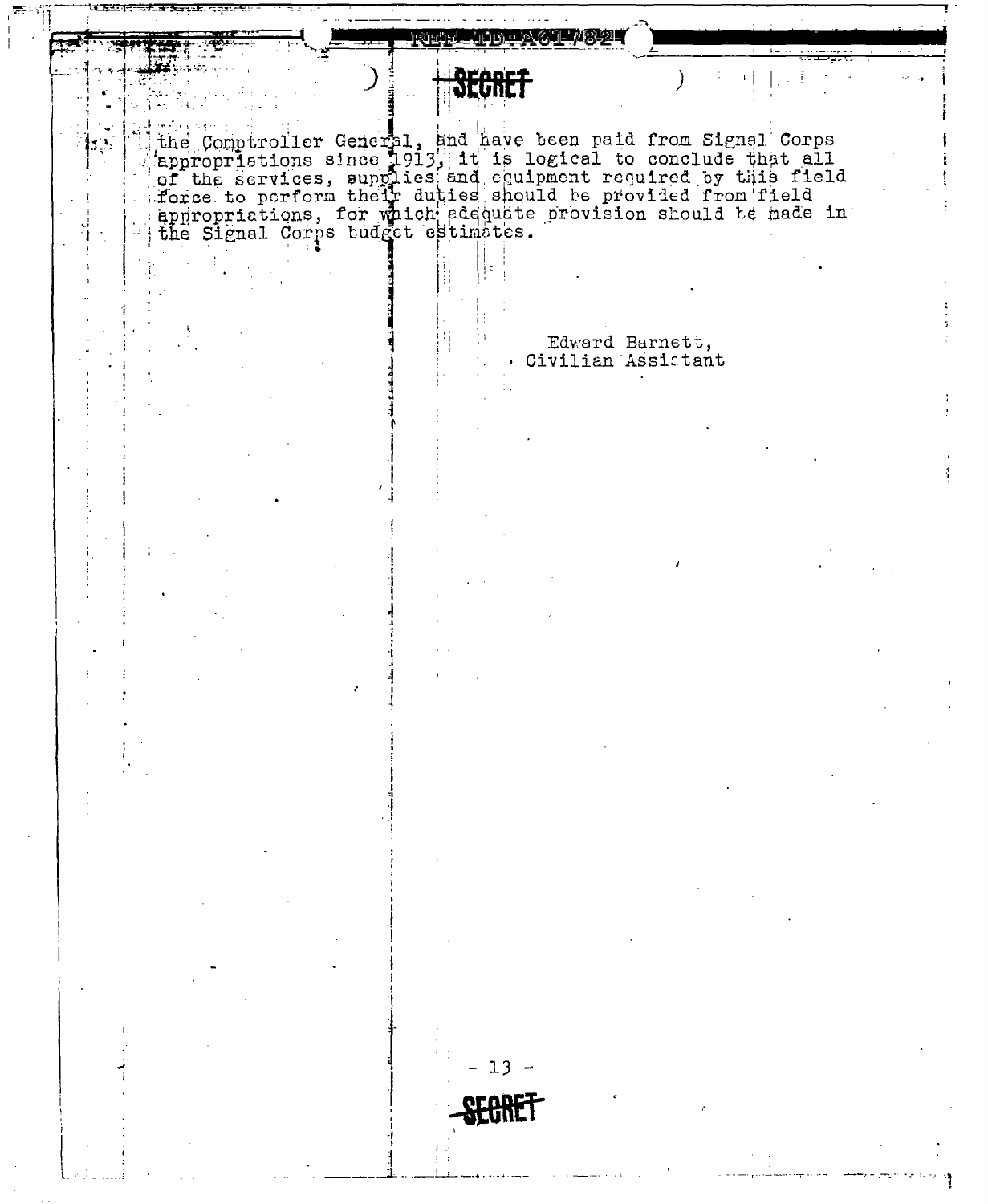SECRET

the Comptroller General, and have been paid from Signal Corps appropriations since 1913, it is logical to conclude that all of the services, supplies and equipment required by this field force to perform their duties should be provided from field appropriations, for which adequate provision should be made in the Signal Corps budget estimates.

Edward Barnett,
Civilian Assistant

SECRET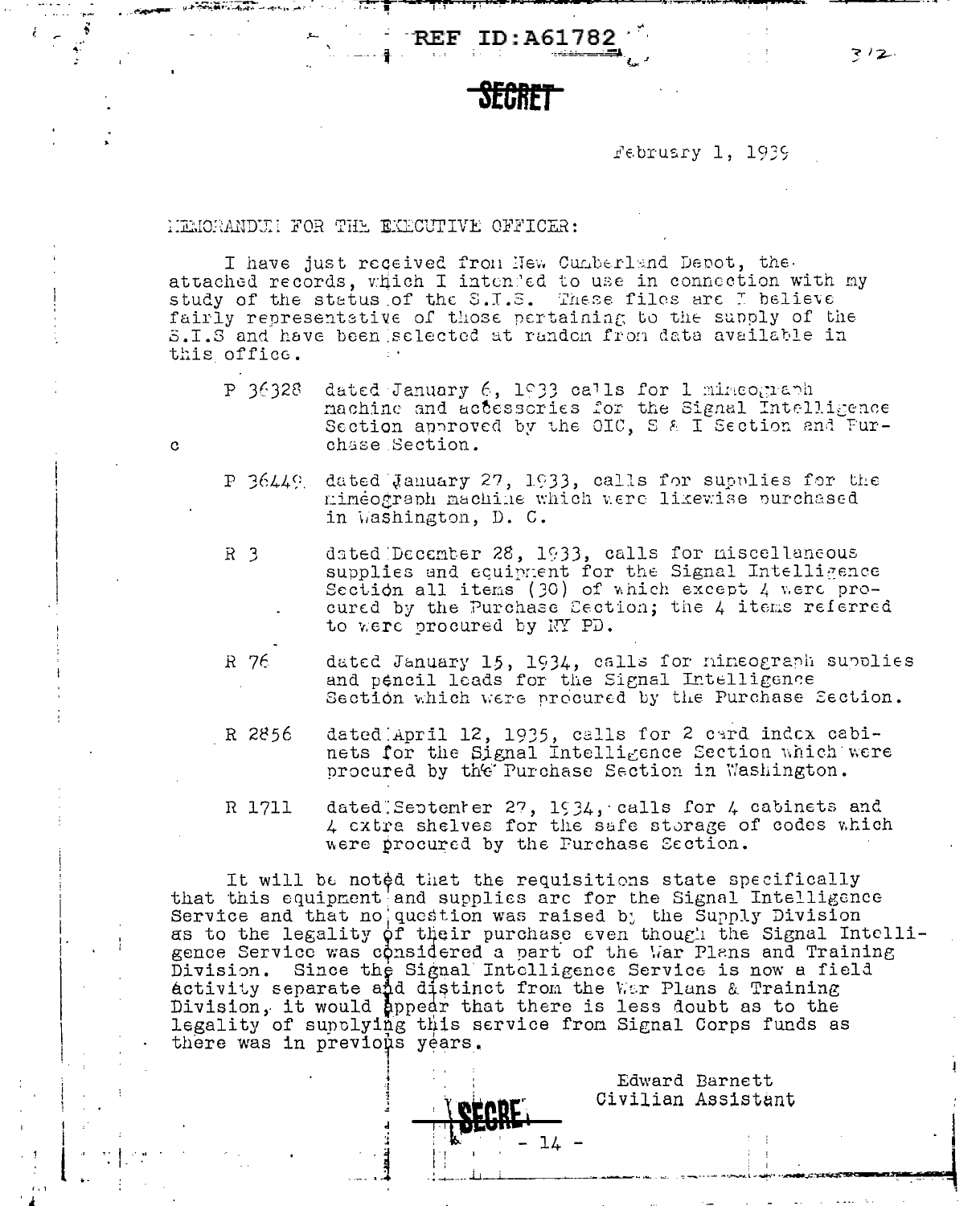REF ID:A61782

**SECRET**

February 1, 1939

MEMORANDUM FOR THE EXECUTIVE OFFICER:

I have just received from New Cumberland Depot, the attached records, which I intended to use in connection with my study of the status of the S.I.S. These files are I believe fairly representative of those pertaining to the supply of the S.I.S and have been selected at random from data available in this office.

P 36328 dated January 6, 1933 calls for 1 mimeograph machine and accessories for the Signal Intelligence Section approved by the OIC, S & I Section and Purchase Section.

P 36449 dated January 27, 1933, calls for supplies for the mimeograph machine which were likewise purchased in Washington, D. C.

R 3 dated December 28, 1933, calls for miscellaneous supplies and equipment for the Signal Intelligence Section all items (30) of which except 4 were procured by the Purchase Section; the 4 items referred to were procured by NY PD.

R 76 dated January 15, 1934, calls for mimeograph supplies and pencil leads for the Signal Intelligence Section which were procured by the Purchase Section.

R 2856 dated April 12, 1935, calls for 2 card index cabinets for the Signal Intelligence Section which were procured by the Purchase Section in Washington.

R 1711 dated September 27, 1934, calls for 4 cabinets and 4 extra shelves for the safe storage of codes which were procured by the Purchase Section.

It will be noted that the requisitions state specifically that this equipment and supplies are for the Signal Intelligence Service and that no question was raised by the Supply Division as to the legality of their purchase even though the Signal Intelligence Service was considered a part of the War Plans and Training Division. Since the Signal Intelligence Service is now a field activity separate and distinct from the War Plans & Training Division, it would appear that there is less doubt as to the legality of supplying this service from Signal Corps funds as there was in previous years.

Edward Barnett
Civilian Assistant

**SECRET**